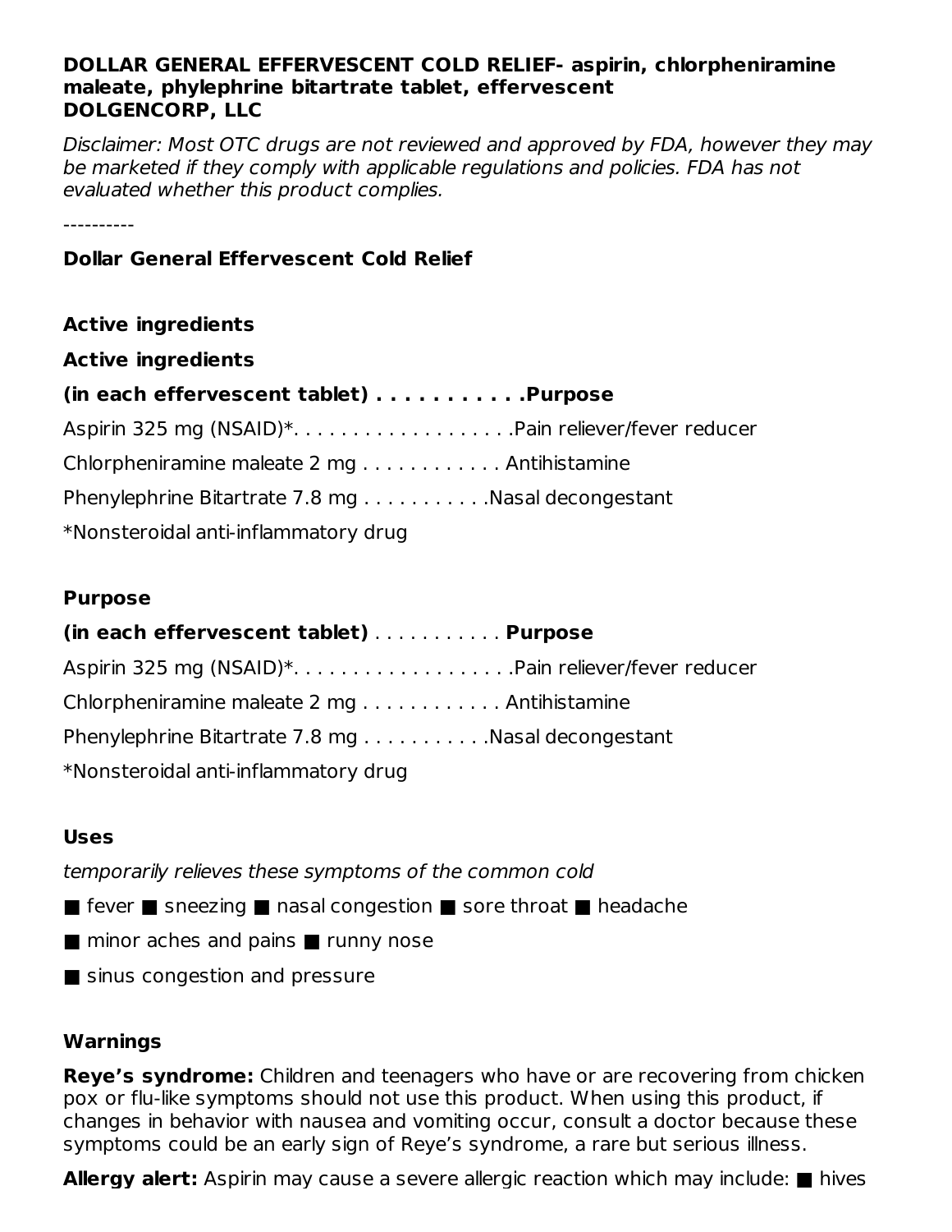**DOLLAR GENERAL EFFERVESCENT COLD RELIEF- aspirin, chlorpheniramine maleate, phylephrine bitartrate tablet, effervescent**
**DOLGENCORP, LLC**

*Disclaimer: Most OTC drugs are not reviewed and approved by FDA, however they may be marketed if they comply with applicable regulations and policies. FDA has not evaluated whether this product complies.*

----------

**Dollar General Effervescent Cold Relief**

**Active ingredients**

**Active ingredients**

**(in each effervescent tablet) . . . . . . . . . . .Purpose**

Aspirin 325 mg (NSAID)*. . . . . . . . . . . . . . . . . . .Pain reliever/fever reducer

Chlorpheniramine maleate 2 mg . . . . . . . . . . . . Antihistamine

Phenylephrine Bitartrate 7.8 mg . . . . . . . . . . .Nasal decongestant

*Nonsteroidal anti-inflammatory drug

**Purpose**

**(in each effervescent tablet)** . . . . . . . . . . . **Purpose**

Aspirin 325 mg (NSAID)*. . . . . . . . . . . . . . . . . . .Pain reliever/fever reducer

Chlorpheniramine maleate 2 mg . . . . . . . . . . . . Antihistamine

Phenylephrine Bitartrate 7.8 mg . . . . . . . . . . .Nasal decongestant

*Nonsteroidal anti-inflammatory drug

**Uses**

*temporarily relieves these symptoms of the common cold*

■ fever ■ sneezing ■ nasal congestion ■ sore throat ■ headache

■ minor aches and pains ■ runny nose

■ sinus congestion and pressure

**Warnings**

**Reye's syndrome:** Children and teenagers who have or are recovering from chicken pox or flu-like symptoms should not use this product. When using this product, if changes in behavior with nausea and vomiting occur, consult a doctor because these symptoms could be an early sign of Reye's syndrome, a rare but serious illness.

**Allergy alert:** Aspirin may cause a severe allergic reaction which may include: ■ hives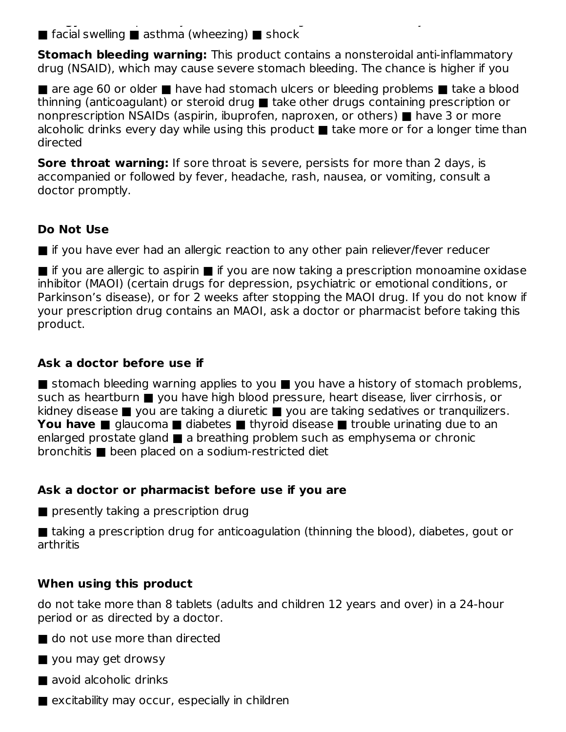■ facial swelling ■ asthma (wheezing) ■ shock

**Stomach bleeding warning:** This product contains a nonsteroidal anti-inflammatory drug (NSAID), which may cause severe stomach bleeding. The chance is higher if you

■ are age 60 or older ■ have had stomach ulcers or bleeding problems ■ take a blood thinning (anticoagulant) or steroid drug ■ take other drugs containing prescription or nonprescription NSAIDs (aspirin, ibuprofen, naproxen, or others) ■ have 3 or more alcoholic drinks every day while using this product ■ take more or for a longer time than directed

**Sore throat warning:** If sore throat is severe, persists for more than 2 days, is accompanied or followed by fever, headache, rash, nausea, or vomiting, consult a doctor promptly.

**Do Not Use**

■ if you have ever had an allergic reaction to any other pain reliever/fever reducer

■ if you are allergic to aspirin ■ if you are now taking a prescription monoamine oxidase inhibitor (MAOI) (certain drugs for depression, psychiatric or emotional conditions, or Parkinson's disease), or for 2 weeks after stopping the MAOI drug. If you do not know if your prescription drug contains an MAOI, ask a doctor or pharmacist before taking this product.

**Ask a doctor before use if**

■ stomach bleeding warning applies to you ■ you have a history of stomach problems, such as heartburn ■ you have high blood pressure, heart disease, liver cirrhosis, or kidney disease ■ you are taking a diuretic ■ you are taking sedatives or tranquilizers. **You have** ■ glaucoma ■ diabetes ■ thyroid disease ■ trouble urinating due to an enlarged prostate gland ■ a breathing problem such as emphysema or chronic bronchitis ■ been placed on a sodium-restricted diet

**Ask a doctor or pharmacist before use if you are**

■ presently taking a prescription drug

■ taking a prescription drug for anticoagulation (thinning the blood), diabetes, gout or arthritis

**When using this product**

do not take more than 8 tablets (adults and children 12 years and over) in a 24-hour period or as directed by a doctor.

■ do not use more than directed

■ you may get drowsy

■ avoid alcoholic drinks

■ excitability may occur, especially in children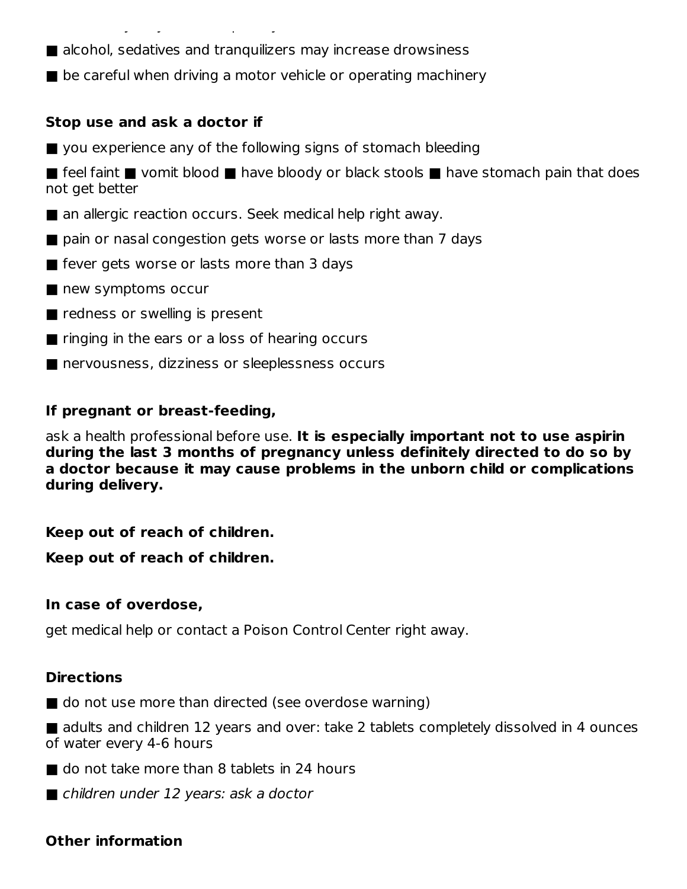■ alcohol, sedatives and tranquilizers may increase drowsiness

■ be careful when driving a motor vehicle or operating machinery

**Stop use and ask a doctor if**

■ you experience any of the following signs of stomach bleeding

■ feel faint ■ vomit blood ■ have bloody or black stools ■ have stomach pain that does not get better

■ an allergic reaction occurs. Seek medical help right away.

■ pain or nasal congestion gets worse or lasts more than 7 days

■ fever gets worse or lasts more than 3 days

■ new symptoms occur

■ redness or swelling is present

■ ringing in the ears or a loss of hearing occurs

■ nervousness, dizziness or sleeplessness occurs

**If pregnant or breast-feeding,**

ask a health professional before use. **It is especially important not to use aspirin during the last 3 months of pregnancy unless definitely directed to do so by a doctor because it may cause problems in the unborn child or complications during delivery.**

**Keep out of reach of children.**

**Keep out of reach of children.**

**In case of overdose,**

get medical help or contact a Poison Control Center right away.

**Directions**

■ do not use more than directed (see overdose warning)

■ adults and children 12 years and over: take 2 tablets completely dissolved in 4 ounces of water every 4-6 hours

■ do not take more than 8 tablets in 24 hours

■ *children under 12 years: ask a doctor*

**Other information**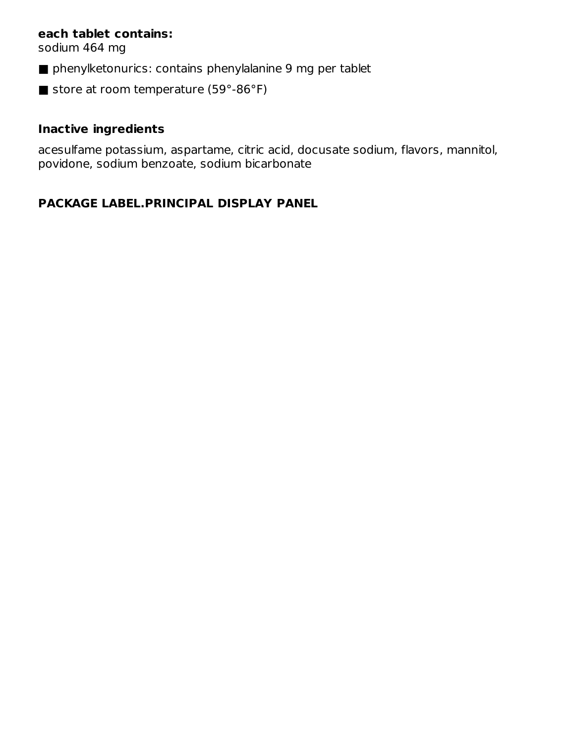**each tablet contains:**
sodium 464 mg

■ phenylketonurics: contains phenylalanine 9 mg per tablet

■ store at room temperature (59°-86°F)

## Inactive ingredients

acesulfame potassium, aspartame, citric acid, docusate sodium, flavors, mannitol, povidone, sodium benzoate, sodium bicarbonate

## PACKAGE LABEL.PRINCIPAL DISPLAY PANEL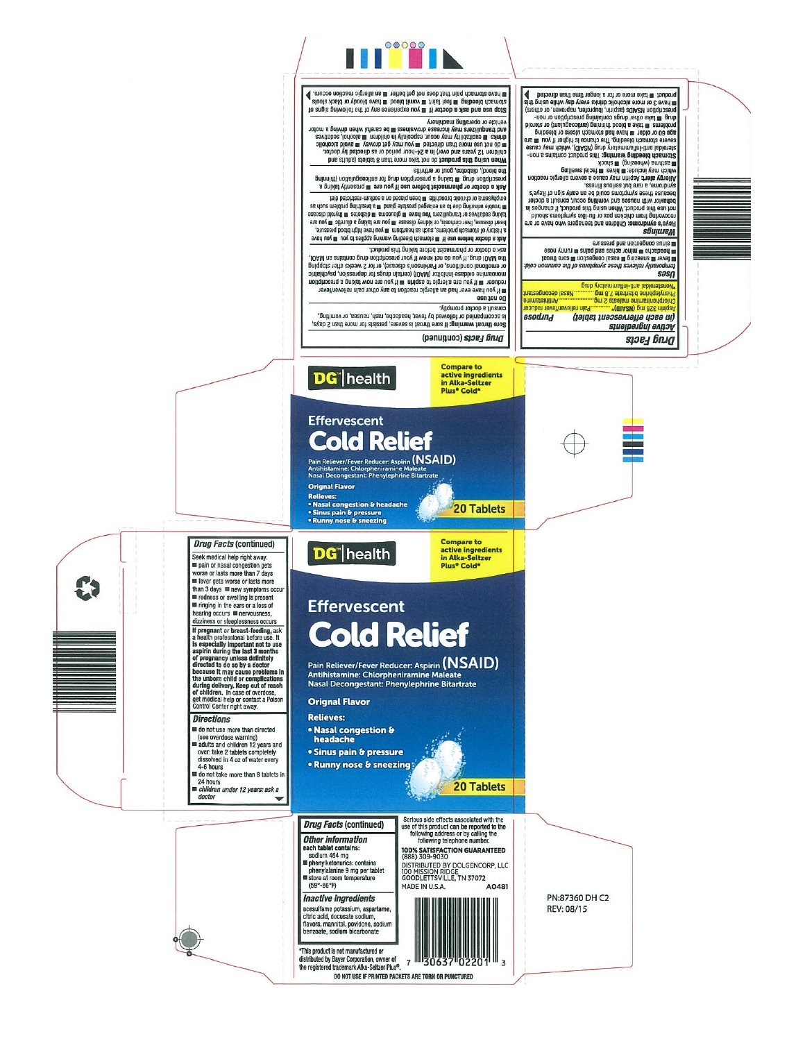## Drug Facts

### Active ingredients (in each effervescent tablet) — Purpose

Aspirin 325 mg (NSAID)* ............Pain reliever/fever reducer
Chlorpheniramine maleate 2 mg.......................Antihistamine
Phenylephrine bitartrate 7.8 mg..............Nasal decongestant

*nonsteroidal anti-inflammatory drug

### Uses

temporarily relieves these symptoms of the common cold:
- fever
- sneezing
- nasal congestion
- sore throat
- headache
- minor aches and pains
- runny nose
- sinus congestion and pressure

### Warnings

**Reye's syndrome:** Children and teenagers who have or are recovering from chicken pox or flu-like symptoms should not use this product. When using this product, if changes in behavior with nausea and vomiting occur, consult a doctor because these symptoms could be an early sign of Reye's syndrome, a rare but serious illness.

**Allergy alert:** Aspirin may cause a severe allergic reaction which may include:
- hives
- facial swelling
- asthma (wheezing)
- shock

**Stomach bleeding warning:** This product contains a non-steroidal anti-inflammatory drug (NSAID), which may cause severe stomach bleeding. The chance is higher if you
- are age 60 or older
- have had stomach ulcers or bleeding problems
- take a blood thinning (anticoagulant) or steroid drug
- take other drugs containing prescription or non-prescription NSAIDs (aspirin, ibuprofen, naproxen, or others)
- have 3 or more alcoholic drinks every day while using this product
- take more or for a longer time than directed

## Drug Facts (continued)

**Sore throat warning:** If sore throat is severe, persists for more than 2 days, is accompanied or followed by fever, headache, rash, nausea, or vomiting, consult a doctor promptly.

**Do not use**
- if you have ever had an allergic reaction to any other pain reliever/fever reducer
- if you are allergic to aspirin
- if you are now taking a prescription monoamine oxidase inhibitor (MAOI) (certain drugs for depression, psychiatric or emotional conditions, or Parkinson's disease), or for 2 weeks after stopping the MAOI drug. If you do not know if your prescription drug contains an MAOI, ask a doctor or pharmacist before taking this product.

**Ask a doctor before use if**
- stomach bleeding warning applies to you
- you have a history of stomach problems, such as heartburn
- you have high blood pressure, heart disease, liver cirrhosis, or kidney disease
- you are taking a diuretic
- you are taking sedatives or tranquilizers
- you have
- glaucoma
- diabetes
- thyroid disease
- trouble urinating due to an enlarged prostate gland
- a breathing problem such as emphysema or chronic bronchitis
- been placed on a sodium-restricted diet

**Ask a doctor or pharmacist before use if you are**
- presently taking a prescription drug
- taking a prescription drug for anticoagulation (thinning the blood), diabetes, gout or arthritis

**When using this product** do not take more than 8 tablets (adults and children 12 years and over) in a 24-hour period or as directed by doctor.
- do not use more than directed
- you may get drowsy
- avoid alcoholic drinks
- excitability may occur, especially in children
- alcohol, sedatives and tranquilizers may increase drowsiness
- be careful when driving a motor vehicle or operating machinery

**Stop use and ask a doctor if**
- you experience any of the following signs of stomach bleeding
- feel faint
- vomit blood
- have bloody or black stools
- have stomach pain that does not get better
- an allergic reaction occurs.

---

DG | health

Compare to active ingredients in Alka-Seltzer Plus® Cold*

# Effervescent Cold Relief

Pain Reliever/Fever Reducer: Aspirin (NSAID)
Antihistamine: Chlorpheniramine Maleate
Nasal Decongestant: Phenylephrine Bitartrate

Orignal Flavor

**Relieves:**
- Nasal congestion & headache
- Sinus pain & pressure
- Runny nose & sneezing

20 Tablets

---

DG | health

Compare to active ingredients in Alka-Seltzer Plus® Cold*

# Effervescent Cold Relief

Pain Reliever/Fever Reducer: Aspirin (NSAID)
Antihistamine: Chlorpheniramine Maleate
Nasal Decongestant: Phenylephrine Bitartrate

Orignal Flavor

**Relieves:**
- Nasal congestion & headache
- Sinus pain & pressure
- Runny nose & sneezing

20 Tablets

---

## Drug Facts (continued)

Seek medical help right away.
- pain or nasal congestion gets worse or lasts more than 7 days
- fever gets worse or lasts more than 3 days
- new symptoms occur
- redness or swelling is present
- ringing in the ears or a loss of hearing occurs
- nervousness, dizziness or sleeplessness occurs

**If pregnant or breast-feeding,** ask a health professional before use. **It is especially important not to use aspirin during the last 3 months of pregnancy unless definitely directed to do so by a doctor because it may cause problems in the unborn child or complications during delivery. Keep out of reach of children.** In case of overdose, get medical help or contact a Poison Control Center right away.

### Directions

- do not use more than directed (see overdose warning)
- adults and children 12 years and over: take 2 tablets completely dissolved in 4 oz of water every 4-6 hours
- do not take more than 8 tablets in 24 hours
- *children under 12 years: ask a doctor*

## Drug Facts (continued)

### Other information

**each tablet contains:** sodium 464 mg
- phenylketonurics: contains phenylalanine 9 mg per tablet
- store at room temperature (59°-86°F)

### Inactive ingredients

acesulfame potassium, aspartame, citric acid, docusate sodium, flavors, mannitol, povidone, sodium benzoate, sodium bicarbonate

Serious side effects associated with the use of this product can be reported to the following address or by calling the following telephone number.

**100% SATISFACTION GUARANTEED**
(888) 309-9030

DISTRIBUTED BY DOLGENCORP, LLC
100 MISSION RIDGE
GOODLETTSVILLE, TN 37072

MADE IN U.S.A. A0481

7 30637 02201 3

*This product is not manufactured or distributed by Bayer Corporation, owner of the registered trademark Alka-Seltzer Plus®.

**DO NOT USE IF PRINTED PACKETS ARE TORN OR PUNCTURED**

PN:87360 DH C2
REV: 08/15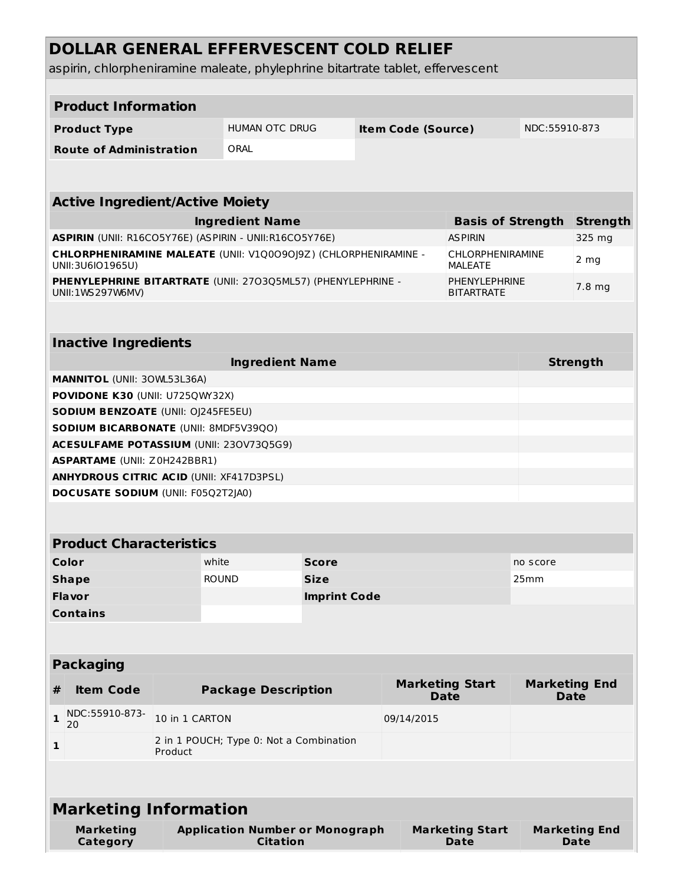# DOLLAR GENERAL EFFERVESCENT COLD RELIEF

aspirin, chlorpheniramine maleate, phylephrine bitartrate tablet, effervescent

## Product Information

| Product Type | HUMAN OTC DRUG | Item Code (Source) | NDC:55910-873 |
|---|---|---|---|
| Route of Administration | ORAL | | |

## Active Ingredient/Active Moiety

| Ingredient Name | Basis of Strength | Strength |
|---|---|---|
| **ASPIRIN** (UNII: R16CO5Y76E) (ASPIRIN - UNII:R16CO5Y76E) | ASPIRIN | 325 mg |
| **CHLORPHENIRAMINE MALEATE** (UNII: V1Q0O9OJ9Z) (CHLORPHENIRAMINE - UNII:3U6IO1965U) | CHLORPHENIRAMINE MALEATE | 2 mg |
| **PHENYLEPHRINE BITARTRATE** (UNII: 27O3Q5ML57) (PHENYLEPHRINE - UNII:1WS297W6MV) | PHENYLEPHRINE BITARTRATE | 7.8 mg |

## Inactive Ingredients

| Ingredient Name | Strength |
|---|---|
| **MANNITOL** (UNII: 3OWL53L36A) | |
| **POVIDONE K30** (UNII: U725QWY32X) | |
| **SODIUM BENZOATE** (UNII: OJ245FE5EU) | |
| **SODIUM BICARBONATE** (UNII: 8MDF5V39QO) | |
| **ACESULFAME POTASSIUM** (UNII: 23OV73Q5G9) | |
| **ASPARTAME** (UNII: Z0H242BBR1) | |
| **ANHYDROUS CITRIC ACID** (UNII: XF417D3PSL) | |
| **DOCUSATE SODIUM** (UNII: F05Q2T2JA0) | |

## Product Characteristics

| Color | white | Score | no score |
|---|---|---|---|
| Shape | ROUND | Size | 25mm |
| Flavor | | Imprint Code | |
| Contains | | | |

## Packaging

| # | Item Code | Package Description | Marketing Start Date | Marketing End Date |
|---|---|---|---|---|
| 1 | NDC:55910-873-20 | 10 in 1 CARTON | 09/14/2015 | |
| 1 | | 2 in 1 POUCH; Type 0: Not a Combination Product | | |

## Marketing Information

| Marketing Category | Application Number or Monograph Citation | Marketing Start Date | Marketing End Date |
|---|---|---|---|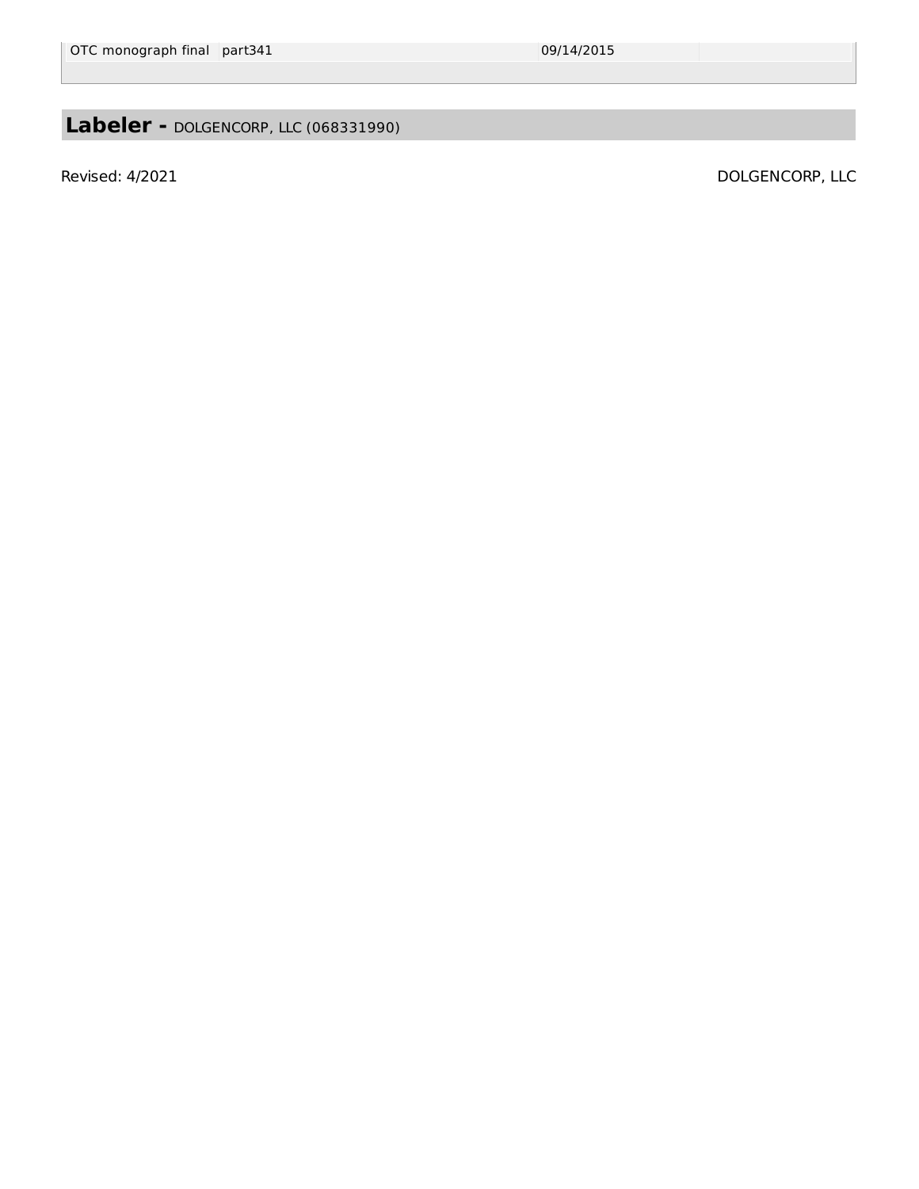| | | | |
|---|---|---|---|
| OTC monograph final | part341 | 09/14/2015 | |

## Labeler - DOLGENCORP, LLC (068331990)

Revised: 4/2021

DOLGENCORP, LLC